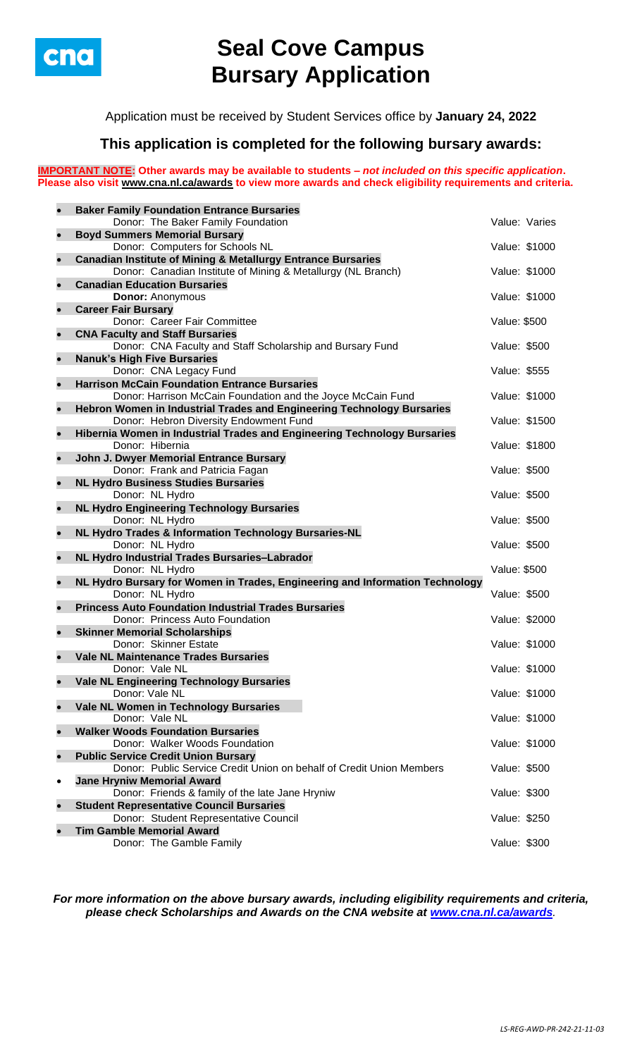# Seal Cove Campus Bursary Application

Application must be received by Student Services office by **January 24, 2022**

## This application is completed for the following bursary awards:

**IMPORTANT NOTE: Other awards may be available to students – *not included on this specific application*. Please also visit www.cna.nl.ca/awards to view more awards and check eligibility requirements and criteria.**

- **Baker Family Foundation Entrance Bursaries**
  Donor: The Baker Family Foundation — Value: Varies
- **Boyd Summers Memorial Bursary**
  Donor: Computers for Schools NL — Value: $1000
- **Canadian Institute of Mining & Metallurgy Entrance Bursaries**
  Donor: Canadian Institute of Mining & Metallurgy (NL Branch) — Value: $1000
- **Canadian Education Bursaries**
  **Donor:** Anonymous — Value: $1000
- **Career Fair Bursary**
  Donor: Career Fair Committee — Value: $500
- **CNA Faculty and Staff Bursaries**
  Donor: CNA Faculty and Staff Scholarship and Bursary Fund — Value: $500
- **Nanuk's High Five Bursaries**
  Donor: CNA Legacy Fund — Value: $555
- **Harrison McCain Foundation Entrance Bursaries**
  Donor: Harrison McCain Foundation and the Joyce McCain Fund — Value: $1000
- **Hebron Women in Industrial Trades and Engineering Technology Bursaries**
  Donor: Hebron Diversity Endowment Fund — Value: $1500
- **Hibernia Women in Industrial Trades and Engineering Technology Bursaries**
  Donor: Hibernia — Value: $1800
- **John J. Dwyer Memorial Entrance Bursary**
  Donor: Frank and Patricia Fagan — Value: $500
- **NL Hydro Business Studies Bursaries**
  Donor: NL Hydro — Value: $500
- **NL Hydro Engineering Technology Bursaries**
  Donor: NL Hydro — Value: $500
- **NL Hydro Trades & Information Technology Bursaries-NL**
  Donor: NL Hydro — Value: $500
- **NL Hydro Industrial Trades Bursaries–Labrador**
  Donor: NL Hydro — Value: $500
- **NL Hydro Bursary for Women in Trades, Engineering and Information Technology**
  Donor: NL Hydro — Value: $500
- **Princess Auto Foundation Industrial Trades Bursaries**
  Donor: Princess Auto Foundation — Value: $2000
- **Skinner Memorial Scholarships**
  Donor: Skinner Estate — Value: $1000
- **Vale NL Maintenance Trades Bursaries**
  Donor: Vale NL — Value: $1000
- **Vale NL Engineering Technology Bursaries**
  Donor: Vale NL — Value: $1000
- **Vale NL Women in Technology Bursaries**
  Donor: Vale NL — Value: $1000
- **Walker Woods Foundation Bursaries**
  Donor: Walker Woods Foundation — Value: $1000
- **Public Service Credit Union Bursary**
  Donor: Public Service Credit Union on behalf of Credit Union Members — Value: $500
- **Jane Hryniw Memorial Award**
  Donor: Friends & family of the late Jane Hryniw — Value: $300
- **Student Representative Council Bursaries**
  Donor: Student Representative Council — Value: $250
- **Tim Gamble Memorial Award**
  Donor: The Gamble Family — Value: $300

***For more information on the above bursary awards, including eligibility requirements and criteria, please check Scholarships and Awards on the CNA website at www.cna.nl.ca/awards.***

*LS-REG-AWD-PR-242-21-11-03*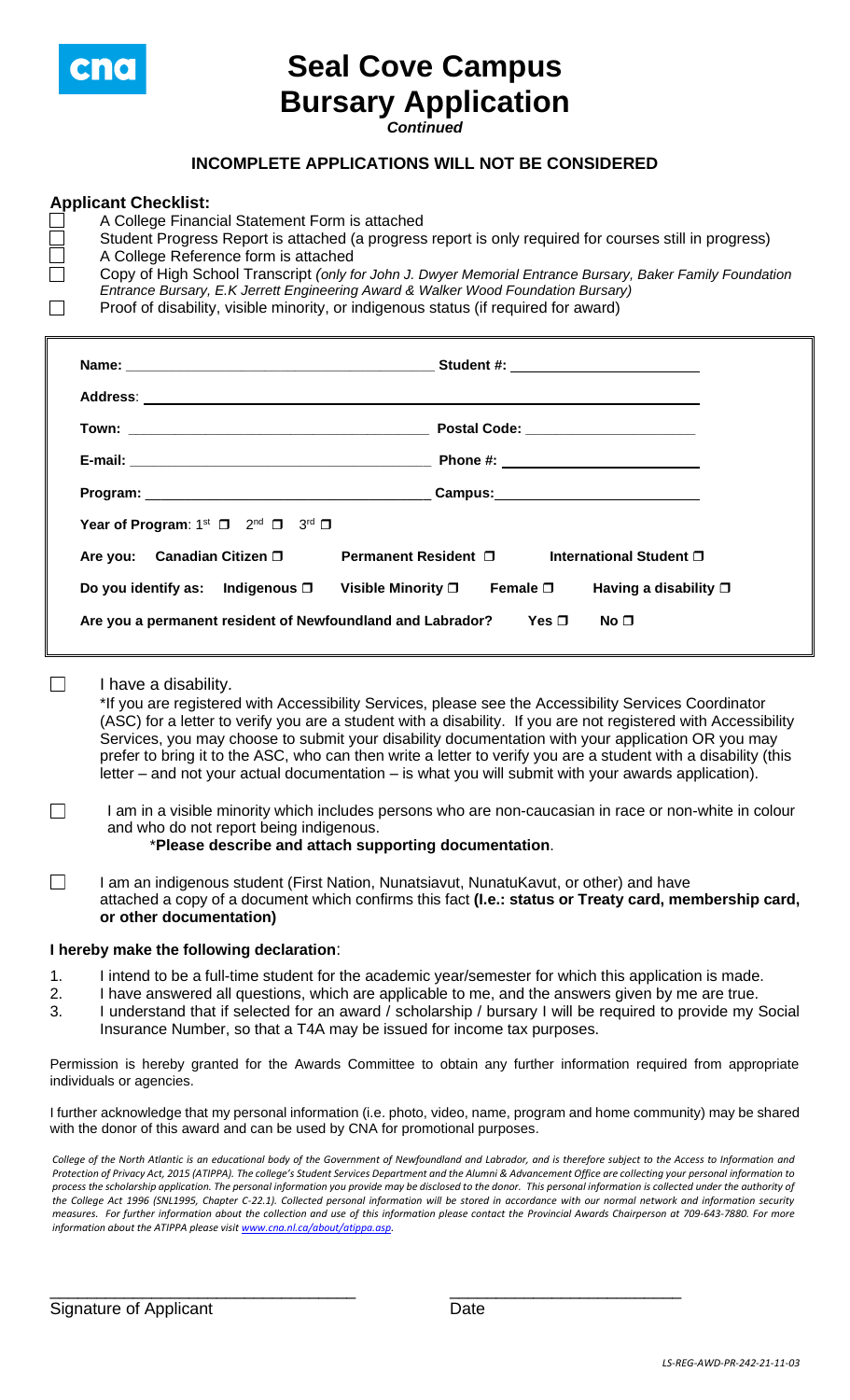# Seal Cove Campus Bursary Application

***Continued***

## INCOMPLETE APPLICATIONS WILL NOT BE CONSIDERED

**Applicant Checklist:**

- ☐ A College Financial Statement Form is attached
- ☐ Student Progress Report is attached (a progress report is only required for courses still in progress)
- ☐ A College Reference form is attached
- ☐ Copy of High School Transcript *(only for John J. Dwyer Memorial Entrance Bursary, Baker Family Foundation Entrance Bursary, E.K Jerrett Engineering Award & Walker Wood Foundation Bursary)*
- ☐ Proof of disability, visible minority, or indigenous status (if required for award)

**Name:** ______________________________ **Student #:** ____________________

**Address**: ____________________________________________________________

**Town:** ______________________________ **Postal Code:** ____________________

**E-mail:** ______________________________ **Phone #:** ____________________

**Program:** ______________________________ **Campus:** ____________________

**Year of Program**: 1st ☐ 2nd ☐ 3rd ☐

**Are you: Canadian Citizen ☐ Permanent Resident ☐ International Student ☐**

**Do you identify as: Indigenous ☐ Visible Minority ☐ Female ☐ Having a disability ☐**

**Are you a permanent resident of Newfoundland and Labrador? Yes ☐ No ☐**

☐ I have a disability.

\*If you are registered with Accessibility Services, please see the Accessibility Services Coordinator (ASC) for a letter to verify you are a student with a disability. If you are not registered with Accessibility Services, you may choose to submit your disability documentation with your application OR you may prefer to bring it to the ASC, who can then write a letter to verify you are a student with a disability (this letter – and not your actual documentation – is what you will submit with your awards application).

☐ I am in a visible minority which includes persons who are non-caucasian in race or non-white in colour and who do not report being indigenous.

\***Please describe and attach supporting documentation**.

☐ I am an indigenous student (First Nation, Nunatsiavut, NunatuKavut, or other) and have attached a copy of a document which confirms this fact **(I.e.: status or Treaty card, membership card, or other documentation)**

**I hereby make the following declaration**:

1. I intend to be a full-time student for the academic year/semester for which this application is made.
2. I have answered all questions, which are applicable to me, and the answers given by me are true.
3. I understand that if selected for an award / scholarship / bursary I will be required to provide my Social Insurance Number, so that a T4A may be issued for income tax purposes.

Permission is hereby granted for the Awards Committee to obtain any further information required from appropriate individuals or agencies.

I further acknowledge that my personal information (i.e. photo, video, name, program and home community) may be shared with the donor of this award and can be used by CNA for promotional purposes.

*College of the North Atlantic is an educational body of the Government of Newfoundland and Labrador, and is therefore subject to the Access to Information and Protection of Privacy Act, 2015 (ATIPPA). The college's Student Services Department and the Alumni & Advancement Office are collecting your personal information to process the scholarship application. The personal information you provide may be disclosed to the donor. This personal information is collected under the authority of the College Act 1996 (SNL1995, Chapter C-22.1). Collected personal information will be stored in accordance with our normal network and information security measures. For further information about the collection and use of this information please contact the Provincial Awards Chairperson at 709-643-7880. For more information about the ATIPPA please visit www.cna.nl.ca/about/atippa.asp.*

________________________________ ________________________

Signature of Applicant Date

*LS-REG-AWD-PR-242-21-11-03*